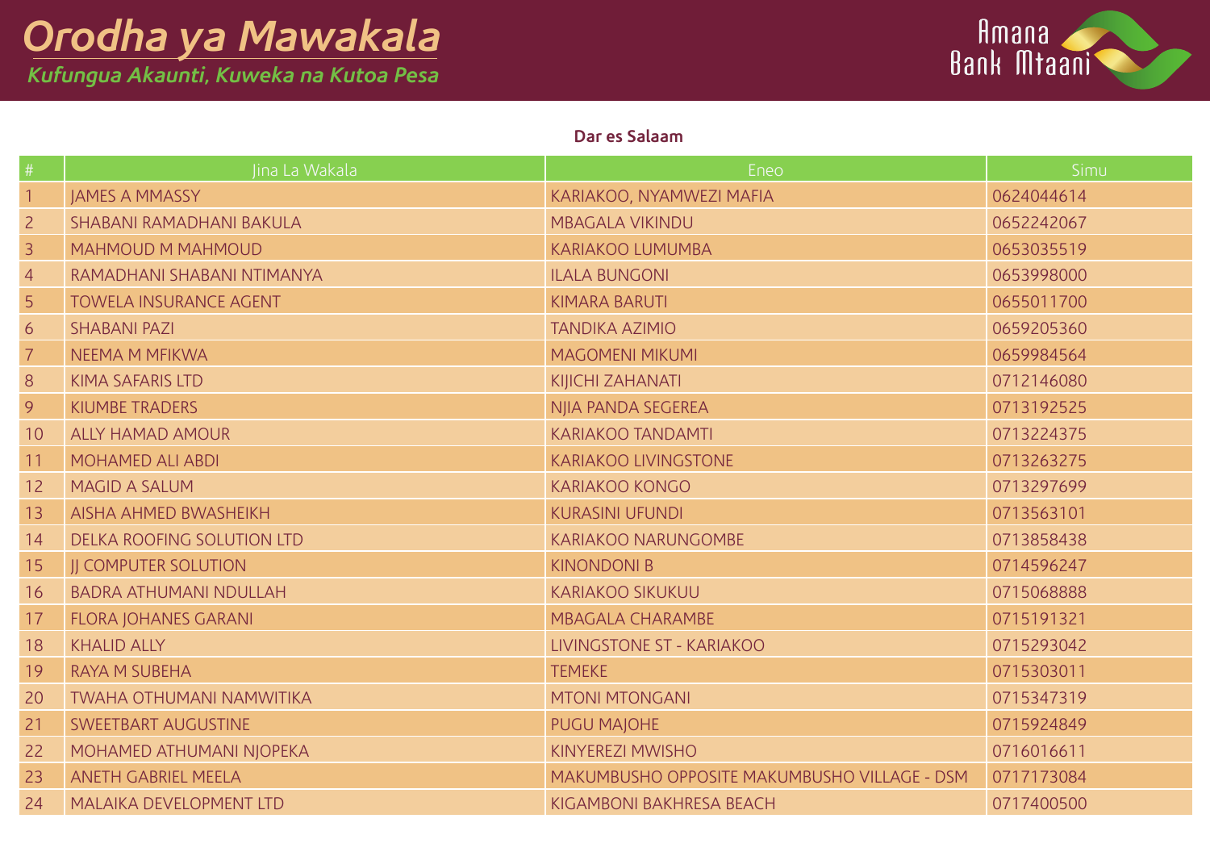# Orodha ya Mawakala

*Kufungua Akaunti, Kuweka na Kutoa Pesa*

Amana Bank Mtaani

## Dar es Salaam

| # | Jina La Wakala | Eneo | Simu |
|---|---|---|---|
| 1 | JAMES A MMASSY | KARIAKOO, NYAMWEZI MAFIA | 0624044614 |
| 2 | SHABANI RAMADHANI BAKULA | MBAGALA VIKINDU | 0652242067 |
| 3 | MAHMOUD M MAHMOUD | KARIAKOO LUMUMBA | 0653035519 |
| 4 | RAMADHANI SHABANI NTIMANYA | ILALA BUNGONI | 0653998000 |
| 5 | TOWELA INSURANCE AGENT | KIMARA BARUTI | 0655011700 |
| 6 | SHABANI PAZI | TANDIKA AZIMIO | 0659205360 |
| 7 | NEEMA M MFIKWA | MAGOMENI MIKUMI | 0659984564 |
| 8 | KIMA SAFARIS LTD | KIJICHI ZAHANATI | 0712146080 |
| 9 | KIUMBE TRADERS | NJIA PANDA SEGEREA | 0713192525 |
| 10 | ALLY HAMAD AMOUR | KARIAKOO TANDAMTI | 0713224375 |
| 11 | MOHAMED ALI ABDI | KARIAKOO LIVINGSTONE | 0713263275 |
| 12 | MAGID A SALUM | KARIAKOO KONGO | 0713297699 |
| 13 | AISHA AHMED BWASHEIKH | KURASINI UFUNDI | 0713563101 |
| 14 | DELKA ROOFING SOLUTION LTD | KARIAKOO NARUNGOMBE | 0713858438 |
| 15 | JJ COMPUTER SOLUTION | KINONDONI B | 0714596247 |
| 16 | BADRA ATHUMANI NDULLAH | KARIAKOO SIKUKUU | 0715068888 |
| 17 | FLORA JOHANES GARANI | MBAGALA CHARAMBE | 0715191321 |
| 18 | KHALID ALLY | LIVINGSTONE ST - KARIAKOO | 0715293042 |
| 19 | RAYA M SUBEHA | TEMEKE | 0715303011 |
| 20 | TWAHA OTHUMANI NAMWITIKA | MTONI MTONGANI | 0715347319 |
| 21 | SWEETBART AUGUSTINE | PUGU MAJOHE | 0715924849 |
| 22 | MOHAMED ATHUMANI NJOPEKA | KINYEREZI MWISHO | 0716016611 |
| 23 | ANETH GABRIEL MEELA | MAKUMBUSHO OPPOSITE MAKUMBUSHO VILLAGE - DSM | 0717173084 |
| 24 | MALAIKA DEVELOPMENT LTD | KIGAMBONI BAKHRESA BEACH | 0717400500 |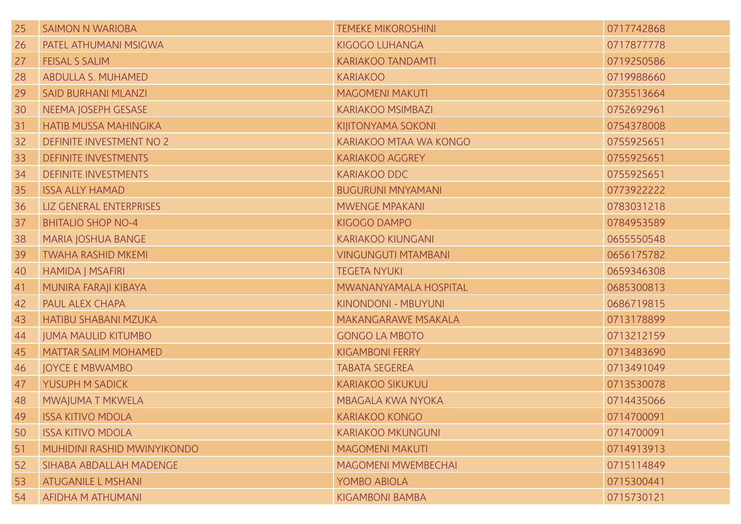| 25 | SAIMON N WARIOBA | TEMEKE MIKOROSHINI | 0717742868 |
|---|---|---|---|
| 26 | PATEL ATHUMANI MSIGWA | KIGOGO LUHANGA | 0717877778 |
| 27 | FEISAL S SALIM | KARIAKOO TANDAMTI | 0719250586 |
| 28 | ABDULLA S. MUHAMED | KARIAKOO | 0719988660 |
| 29 | SAID BURHANI MLANZI | MAGOMENI MAKUTI | 0735513664 |
| 30 | NEEMA JOSEPH GESASE | KARIAKOO MSIMBAZI | 0752692961 |
| 31 | HATIB MUSSA MAHINGIKA | KIJITONYAMA SOKONI | 0754378008 |
| 32 | DEFINITE INVESTMENT NO 2 | KARIAKOO MTAA WA KONGO | 0755925651 |
| 33 | DEFINITE INVESTMENTS | KARIAKOO AGGREY | 0755925651 |
| 34 | DEFINITE INVESTMENTS | KARIAKOO DDC | 0755925651 |
| 35 | ISSA ALLY HAMAD | BUGURUNI MNYAMANI | 0773922222 |
| 36 | LIZ GENERAL ENTERPRISES | MWENGE MPAKANI | 0783031218 |
| 37 | BHITALIO SHOP NO-4 | KIGOGO DAMPO | 0784953589 |
| 38 | MARIA JOSHUA BANGE | KARIAKOO KIUNGANI | 0655550548 |
| 39 | TWAHA RASHID MKEMI | VINGUNGUTI MTAMBANI | 0656175782 |
| 40 | HAMIDA J MSAFIRI | TEGETA NYUKI | 0659346308 |
| 41 | MUNIRA FARAJI KIBAYA | MWANANYAMALA HOSPITAL | 0685300813 |
| 42 | PAUL ALEX CHAPA | KINONDONI - MBUYUNI | 0686719815 |
| 43 | HATIBU SHABANI MZUKA | MAKANGARAWE MSAKALA | 0713178899 |
| 44 | JUMA MAULID KITUMBO | GONGO LA MBOTO | 0713212159 |
| 45 | MATTAR SALIM MOHAMED | KIGAMBONI FERRY | 0713483690 |
| 46 | JOYCE E MBWAMBO | TABATA SEGEREA | 0713491049 |
| 47 | YUSUPH M SADICK | KARIAKOO SIKUKUU | 0713530078 |
| 48 | MWAJUMA T MKWELA | MBAGALA KWA NYOKA | 0714435066 |
| 49 | ISSA KITIVO MDOLA | KARIAKOO KONGO | 0714700091 |
| 50 | ISSA KITIVO MDOLA | KARIAKOO MKUNGUNI | 0714700091 |
| 51 | MUHIDINI RASHID MWINYIKONDO | MAGOMENI MAKUTI | 0714913913 |
| 52 | SIHABA ABDALLAH MADENGE | MAGOMENI MWEMBECHAI | 0715114849 |
| 53 | ATUGANILE L MSHANI | YOMBO ABIOLA | 0715300441 |
| 54 | AFIDHA M ATHUMANI | KIGAMBONI BAMBA | 0715730121 |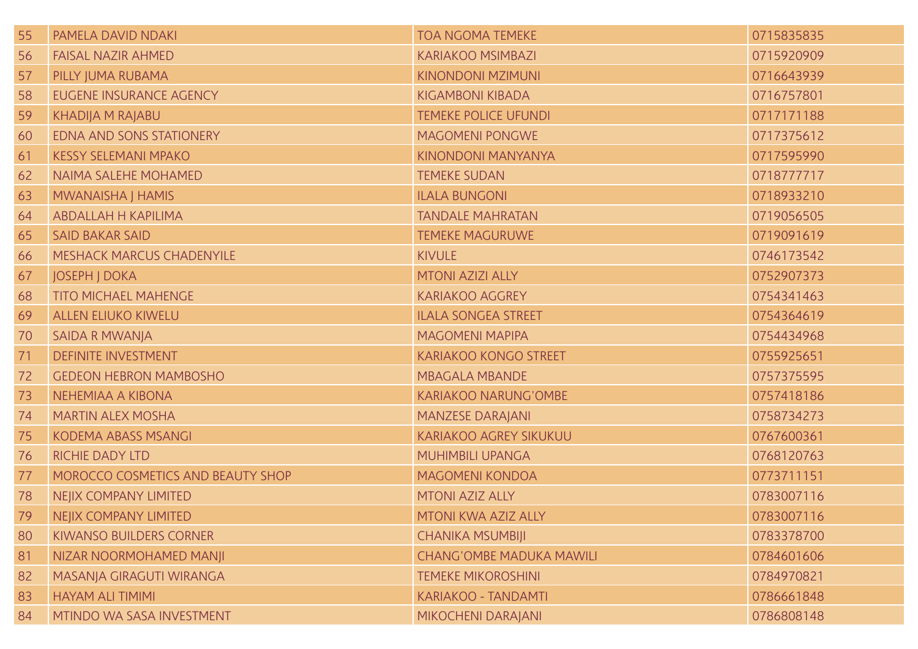| | | | |
|---|---|---|---|
| 55 | PAMELA DAVID NDAKI | TOA NGOMA TEMEKE | 0715835835 |
| 56 | FAISAL NAZIR AHMED | KARIAKOO MSIMBAZI | 0715920909 |
| 57 | PILLY JUMA RUBAMA | KINONDONI MZIMUNI | 0716643939 |
| 58 | EUGENE INSURANCE AGENCY | KIGAMBONI KIBADA | 0716757801 |
| 59 | KHADIJA M RAJABU | TEMEKE POLICE UFUNDI | 0717171188 |
| 60 | EDNA AND SONS STATIONERY | MAGOMENI PONGWE | 0717375612 |
| 61 | KESSY SELEMANI MPAKO | KINONDONI MANYANYA | 0717595990 |
| 62 | NAIMA SALEHE MOHAMED | TEMEKE SUDAN | 0718777717 |
| 63 | MWANAISHA J HAMIS | ILALA BUNGONI | 0718933210 |
| 64 | ABDALLAH H KAPILIMA | TANDALE MAHRATAN | 0719056505 |
| 65 | SAID BAKAR SAID | TEMEKE MAGURUWE | 0719091619 |
| 66 | MESHACK MARCUS CHADENYILE | KIVULE | 0746173542 |
| 67 | JOSEPH J DOKA | MTONI AZIZI ALLY | 0752907373 |
| 68 | TITO MICHAEL MAHENGE | KARIAKOO AGGREY | 0754341463 |
| 69 | ALLEN ELIUKO KIWELU | ILALA SONGEA STREET | 0754364619 |
| 70 | SAIDA R MWANJA | MAGOMENI MAPIPA | 0754434968 |
| 71 | DEFINITE INVESTMENT | KARIAKOO KONGO STREET | 0755925651 |
| 72 | GEDEON HEBRON MAMBOSHO | MBAGALA MBANDE | 0757375595 |
| 73 | NEHEMIAA A KIBONA | KARIAKOO NARUNG'OMBE | 0757418186 |
| 74 | MARTIN ALEX MOSHA | MANZESE DARAJANI | 0758734273 |
| 75 | KODEMA ABASS MSANGI | KARIAKOO AGREY SIKUKUU | 0767600361 |
| 76 | RICHIE DADY LTD | MUHIMBILI UPANGA | 0768120763 |
| 77 | MOROCCO COSMETICS AND BEAUTY SHOP | MAGOMENI KONDOA | 0773711151 |
| 78 | NEJIX COMPANY LIMITED | MTONI AZIZ ALLY | 0783007116 |
| 79 | NEJIX COMPANY LIMITED | MTONI KWA AZIZ ALLY | 0783007116 |
| 80 | KIWANSO BUILDERS CORNER | CHANIKA MSUMBIJI | 0783378700 |
| 81 | NIZAR NOORMOHAMED MANJI | CHANG'OMBE MADUKA MAWILI | 0784601606 |
| 82 | MASANJA GIRAGUTI WIRANGA | TEMEKE MIKOROSHINI | 0784970821 |
| 83 | HAYAM ALI TIMIMI | KARIAKOO - TANDAMTI | 0786661848 |
| 84 | MTINDO WA SASA INVESTMENT | MIKOCHENI DARAJANI | 0786808148 |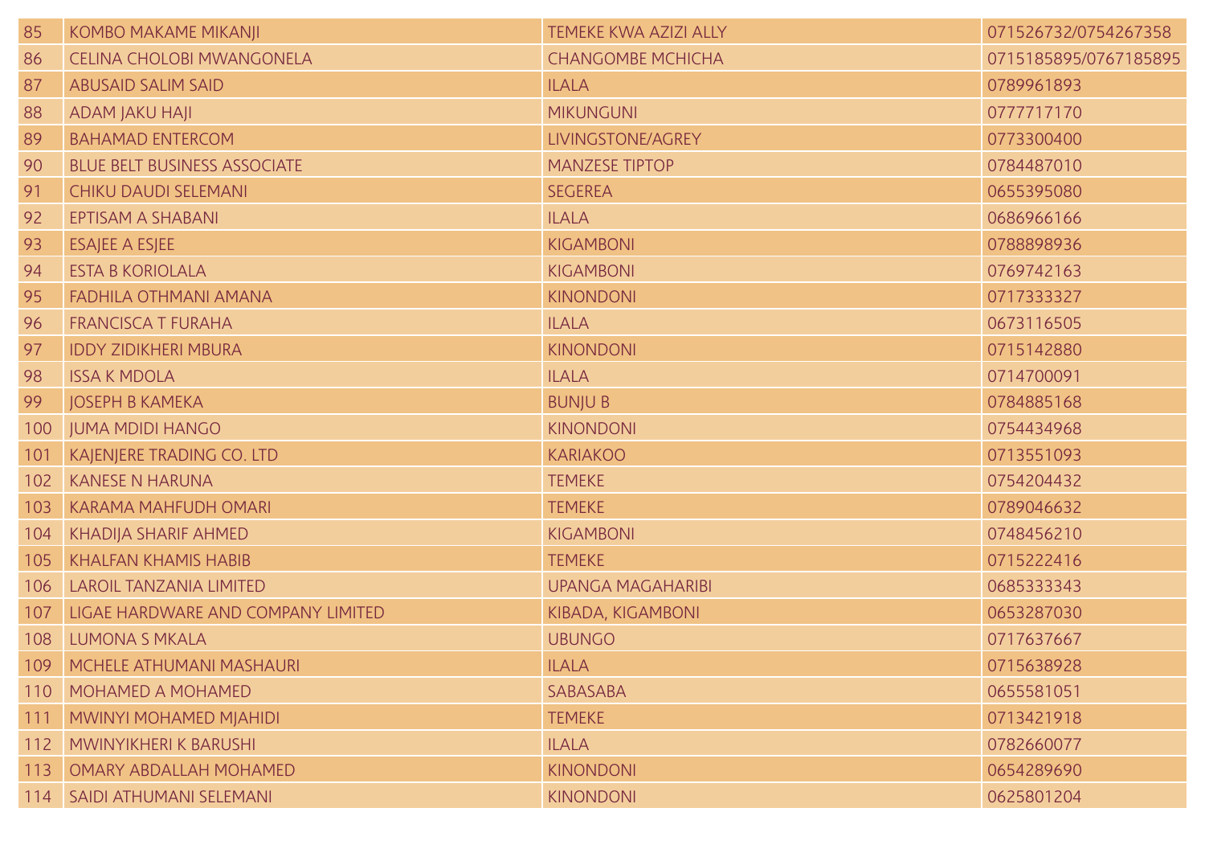| | | | |
|---|---|---|---|
| 85 | KOMBO MAKAME MIKANJI | TEMEKE KWA AZIZI ALLY | 071526732/0754267358 |
| 86 | CELINA CHOLOBI MWANGONELA | CHANGOMBE MCHICHA | 0715185895/0767185895 |
| 87 | ABUSAID SALIM SAID | ILALA | 0789961893 |
| 88 | ADAM JAKU HAJI | MIKUNGUNI | 0777717170 |
| 89 | BAHAMAD ENTERCOM | LIVINGSTONE/AGREY | 0773300400 |
| 90 | BLUE BELT BUSINESS ASSOCIATE | MANZESE TIPTOP | 0784487010 |
| 91 | CHIKU DAUDI SELEMANI | SEGEREA | 0655395080 |
| 92 | EPTISAM A SHABANI | ILALA | 0686966166 |
| 93 | ESAJEE A ESJEE | KIGAMBONI | 0788898936 |
| 94 | ESTA B KORIOLALA | KIGAMBONI | 0769742163 |
| 95 | FADHILA OTHMANI AMANA | KINONDONI | 0717333327 |
| 96 | FRANCISCA T FURAHA | ILALA | 0673116505 |
| 97 | IDDY ZIDIKHERI MBURA | KINONDONI | 0715142880 |
| 98 | ISSA K MDOLA | ILALA | 0714700091 |
| 99 | JOSEPH B KAMEKA | BUNJU B | 0784885168 |
| 100 | JUMA MDIDI HANGO | KINONDONI | 0754434968 |
| 101 | KAJENJERE TRADING CO. LTD | KARIAKOO | 0713551093 |
| 102 | KANESE N HARUNA | TEMEKE | 0754204432 |
| 103 | KARAMA MAHFUDH OMARI | TEMEKE | 0789046632 |
| 104 | KHADIJA SHARIF AHMED | KIGAMBONI | 0748456210 |
| 105 | KHALFAN KHAMIS HABIB | TEMEKE | 0715222416 |
| 106 | LAROIL TANZANIA LIMITED | UPANGA MAGAHARIBI | 0685333343 |
| 107 | LIGAE HARDWARE AND COMPANY LIMITED | KIBADA, KIGAMBONI | 0653287030 |
| 108 | LUMONA S MKALA | UBUNGO | 0717637667 |
| 109 | MCHELE ATHUMANI MASHAURI | ILALA | 0715638928 |
| 110 | MOHAMED A MOHAMED | SABASABA | 0655581051 |
| 111 | MWINYI MOHAMED MJAHIDI | TEMEKE | 0713421918 |
| 112 | MWINYIKHERI K BARUSHI | ILALA | 0782660077 |
| 113 | OMARY ABDALLAH MOHAMED | KINONDONI | 0654289690 |
| 114 | SAIDI ATHUMANI SELEMANI | KINONDONI | 0625801204 |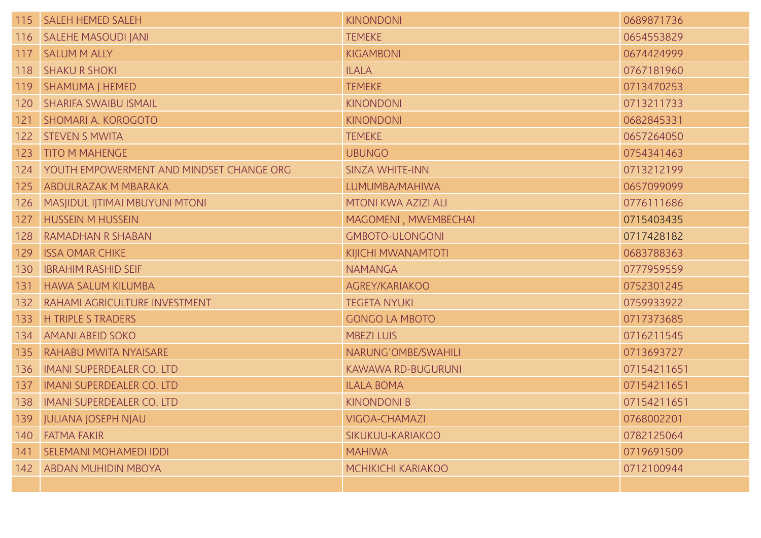| | | | |
|---|---|---|---|
| 115 | SALEH HEMED SALEH | KINONDONI | 0689871736 |
| 116 | SALEHE MASOUDI JANI | TEMEKE | 0654553829 |
| 117 | SALUM M ALLY | KIGAMBONI | 0674424999 |
| 118 | SHAKU R SHOKI | ILALA | 0767181960 |
| 119 | SHAMUMA J HEMED | TEMEKE | 0713470253 |
| 120 | SHARIFA SWAIBU ISMAIL | KINONDONI | 0713211733 |
| 121 | SHOMARI A. KOROGOTO | KINONDONI | 0682845331 |
| 122 | STEVEN S MWITA | TEMEKE | 0657264050 |
| 123 | TITO M MAHENGE | UBUNGO | 0754341463 |
| 124 | YOUTH EMPOWERMENT AND MINDSET CHANGE ORG | SINZA WHITE-INN | 0713212199 |
| 125 | ABDULRAZAK M MBARAKA | LUMUMBA/MAHIWA | 0657099099 |
| 126 | MASJIDUL IJTIMAI MBUYUNI MTONI | MTONI KWA AZIZI ALI | 0776111686 |
| 127 | HUSSEIN M HUSSEIN | MAGOMENI , MWEMBECHAI | 0715403435 |
| 128 | RAMADHAN R SHABAN | GMBOTO-ULONGONI | 0717428182 |
| 129 | ISSA OMAR CHIKE | KIJICHI MWANAMTOTI | 0683788363 |
| 130 | IBRAHIM RASHID SEIF | NAMANGA | 0777959559 |
| 131 | HAWA SALUM KILUMBA | AGREY/KARIAKOO | 0752301245 |
| 132 | RAHAMI AGRICULTURE INVESTMENT | TEGETA NYUKI | 0759933922 |
| 133 | H TRIPLE S TRADERS | GONGO LA MBOTO | 0717373685 |
| 134 | AMANI ABEID SOKO | MBEZI LUIS | 0716211545 |
| 135 | RAHABU MWITA NYAISARE | NARUNG'OMBE/SWAHILI | 0713693727 |
| 136 | IMANI SUPERDEALER CO. LTD | KAWAWA RD-BUGURUNI | 07154211651 |
| 137 | IMANI SUPERDEALER CO. LTD | ILALA BOMA | 07154211651 |
| 138 | IMANI SUPERDEALER CO. LTD | KINONDONI B | 07154211651 |
| 139 | JULIANA JOSEPH NJAU | VIGOA-CHAMAZI | 0768002201 |
| 140 | FATMA FAKIR | SIKUKUU-KARIAKOO | 0782125064 |
| 141 | SELEMANI MOHAMEDI IDDI | MAHIWA | 0719691509 |
| 142 | ABDAN MUHIDIN MBOYA | MCHIKICHI KARIAKOO | 0712100944 |
| | | | |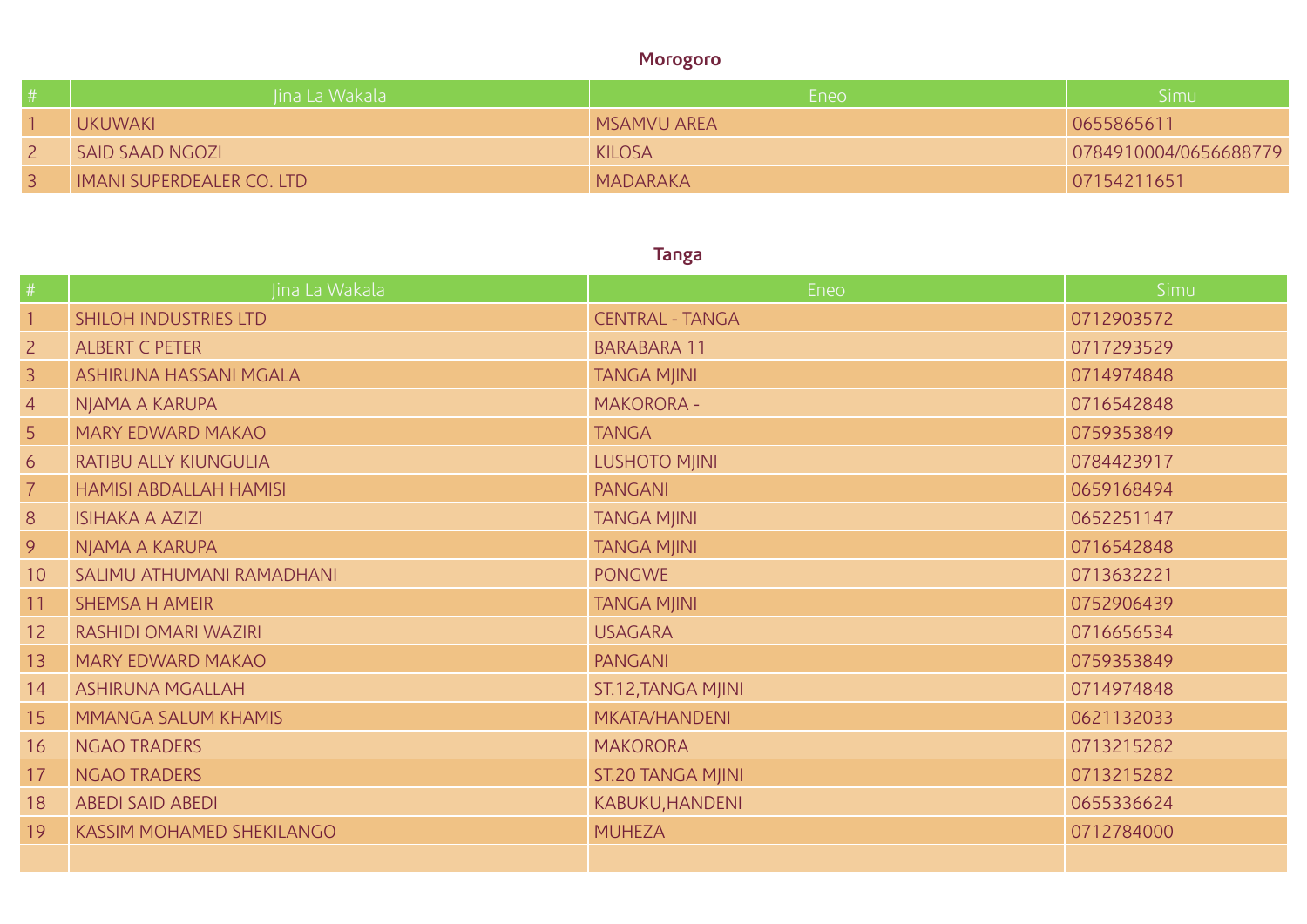## Morogoro

| # | Jina La Wakala | Eneo | Simu |
|---|---|---|---|
| 1 | UKUWAKI | MSAMVU AREA | 0655865611 |
| 2 | SAID SAAD NGOZI | KILOSA | 0784910004/0656688779 |
| 3 | IMANI SUPERDEALER CO. LTD | MADARAKA | 07154211651 |

## Tanga

| # | Jina La Wakala | Eneo | Simu |
|---|---|---|---|
| 1 | SHILOH INDUSTRIES LTD | CENTRAL - TANGA | 0712903572 |
| 2 | ALBERT C PETER | BARABARA 11 | 0717293529 |
| 3 | ASHIRUNA HASSANI MGALA | TANGA MJINI | 0714974848 |
| 4 | NJAMA A KARUPA | MAKORORA - | 0716542848 |
| 5 | MARY EDWARD MAKAO | TANGA | 0759353849 |
| 6 | RATIBU ALLY KIUNGULIA | LUSHOTO MJINI | 0784423917 |
| 7 | HAMISI ABDALLAH HAMISI | PANGANI | 0659168494 |
| 8 | ISIHAKA A AZIZI | TANGA MJINI | 0652251147 |
| 9 | NJAMA A KARUPA | TANGA MJINI | 0716542848 |
| 10 | SALIMU ATHUMANI RAMADHANI | PONGWE | 0713632221 |
| 11 | SHEMSA H AMEIR | TANGA MJINI | 0752906439 |
| 12 | RASHIDI OMARI WAZIRI | USAGARA | 0716656534 |
| 13 | MARY EDWARD MAKAO | PANGANI | 0759353849 |
| 14 | ASHIRUNA MGALLAH | ST.12,TANGA MJINI | 0714974848 |
| 15 | MMANGA SALUM KHAMIS | MKATA/HANDENI | 0621132033 |
| 16 | NGAO TRADERS | MAKORORA | 0713215282 |
| 17 | NGAO TRADERS | ST.20 TANGA MJINI | 0713215282 |
| 18 | ABEDI SAID ABEDI | KABUKU,HANDENI | 0655336624 |
| 19 | KASSIM MOHAMED SHEKILANGO | MUHEZA | 0712784000 |
| | | | |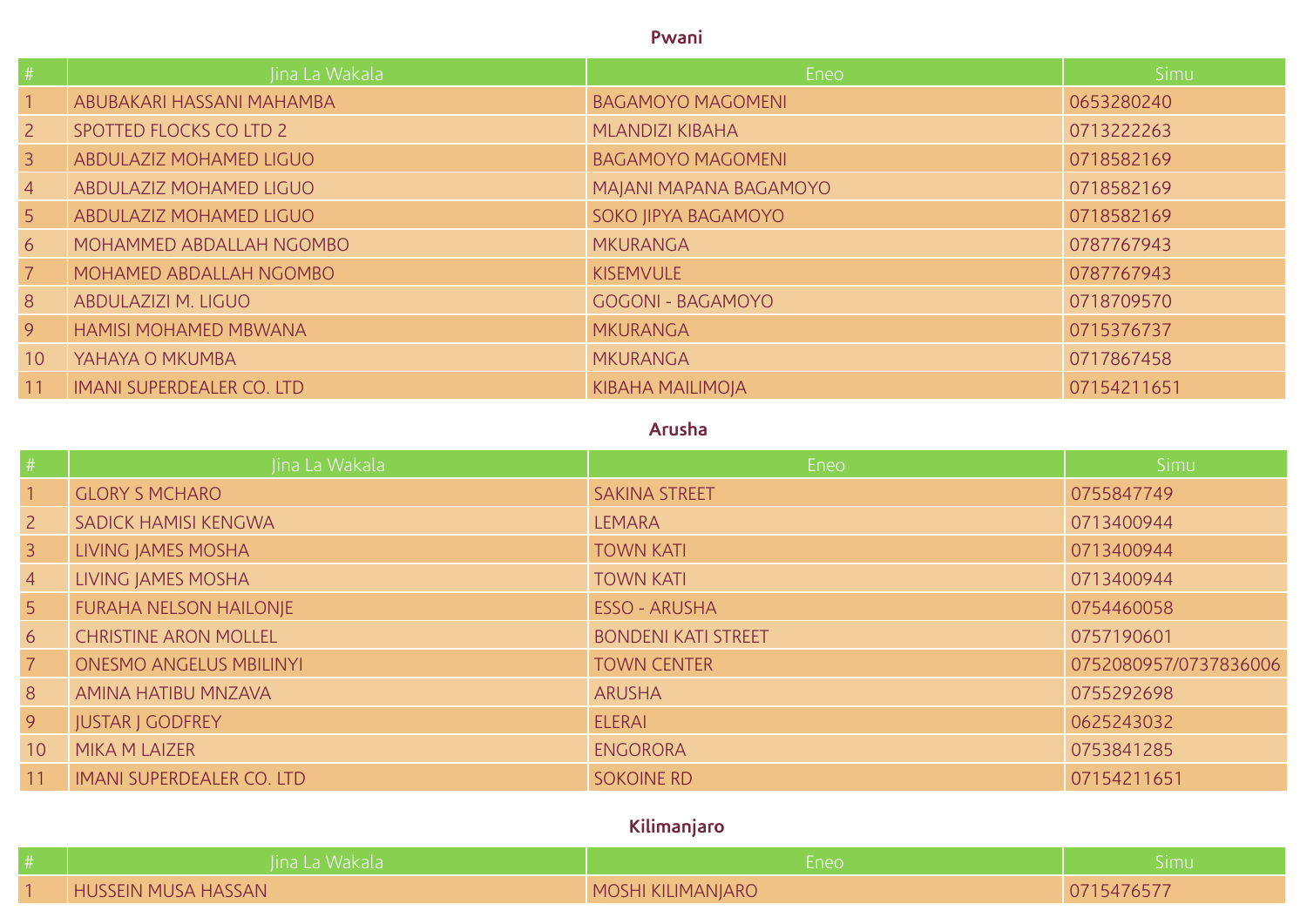## Pwani

| # | Jina La Wakala | Eneo | Simu |
|---|---|---|---|
| 1 | ABUBAKARI HASSANI MAHAMBA | BAGAMOYO MAGOMENI | 0653280240 |
| 2 | SPOTTED FLOCKS CO LTD 2 | MLANDIZI KIBAHA | 0713222263 |
| 3 | ABDULAZIZ MOHAMED LIGUO | BAGAMOYO MAGOMENI | 0718582169 |
| 4 | ABDULAZIZ MOHAMED LIGUO | MAJANI MAPANA BAGAMOYO | 0718582169 |
| 5 | ABDULAZIZ MOHAMED LIGUO | SOKO JIPYA BAGAMOYO | 0718582169 |
| 6 | MOHAMMED ABDALLAH NGOMBO | MKURANGA | 0787767943 |
| 7 | MOHAMED ABDALLAH NGOMBO | KISEMVULE | 0787767943 |
| 8 | ABDULAZIZI M. LIGUO | GOGONI - BAGAMOYO | 0718709570 |
| 9 | HAMISI MOHAMED MBWANA | MKURANGA | 0715376737 |
| 10 | YAHAYA O MKUMBA | MKURANGA | 0717867458 |
| 11 | IMANI SUPERDEALER CO. LTD | KIBAHA MAILIMOJA | 07154211651 |

## Arusha

| # | Jina La Wakala | Eneo | Simu |
|---|---|---|---|
| 1 | GLORY S MCHARO | SAKINA STREET | 0755847749 |
| 2 | SADICK HAMISI KENGWA | LEMARA | 0713400944 |
| 3 | LIVING JAMES MOSHA | TOWN KATI | 0713400944 |
| 4 | LIVING JAMES MOSHA | TOWN KATI | 0713400944 |
| 5 | FURAHA NELSON HAILONJE | ESSO - ARUSHA | 0754460058 |
| 6 | CHRISTINE ARON MOLLEL | BONDENI KATI STREET | 0757190601 |
| 7 | ONESMO ANGELUS MBILINYI | TOWN CENTER | 0752080957/0737836006 |
| 8 | AMINA HATIBU MNZAVA | ARUSHA | 0755292698 |
| 9 | JUSTAR J GODFREY | ELERAI | 0625243032 |
| 10 | MIKA M LAIZER | ENGORORA | 0753841285 |
| 11 | IMANI SUPERDEALER CO. LTD | SOKOINE RD | 07154211651 |

## Kilimanjaro

| # | Jina La Wakala | Eneo | Simu |
|---|---|---|---|
| 1 | HUSSEIN MUSA HASSAN | MOSHI KILIMANJARO | 0715476577 |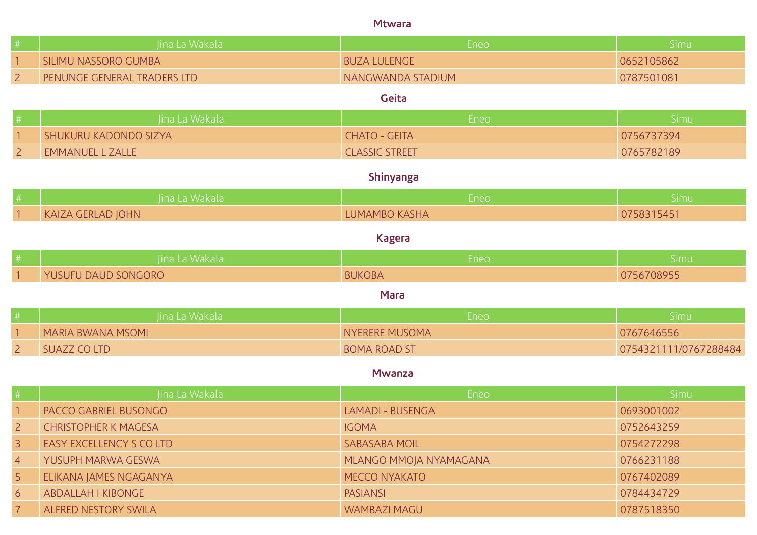### Mtwara

| # | Jina La Wakala | Eneo | Simu |
|---|---|---|---|
| 1 | SILIMU NASSORO GUMBA | BUZA LULENGE | 0652105862 |
| 2 | PENUNGE GENERAL TRADERS LTD | NANGWANDA STADIUM | 0787501081 |

### Geita

| # | Jina La Wakala | Eneo | Simu |
|---|---|---|---|
| 1 | SHUKURU KADONDO SIZYA | CHATO - GEITA | 0756737394 |
| 2 | EMMANUEL L ZALLE | CLASSIC STREET | 0765782189 |

### Shinyanga

| # | Jina La Wakala | Eneo | Simu |
|---|---|---|---|
| 1 | KAIZA GERLAD JOHN | LUMAMBO KASHA | 0758315451 |

### Kagera

| # | Jina La Wakala | Eneo | Simu |
|---|---|---|---|
| 1 | YUSUFU DAUD SONGORO | BUKOBA | 0756708955 |

### Mara

| # | Jina La Wakala | Eneo | Simu |
|---|---|---|---|
| 1 | MARIA BWANA MSOMI | NYERERE MUSOMA | 0767646556 |
| 2 | SUAZZ CO LTD | BOMA ROAD ST | 0754321111/0767288484 |

### Mwanza

| # | Jina La Wakala | Eneo | Simu |
|---|---|---|---|
| 1 | PACCO GABRIEL BUSONGO | LAMADI - BUSENGA | 0693001002 |
| 2 | CHRISTOPHER K MAGESA | IGOMA | 0752643259 |
| 3 | EASY EXCELLENCY S CO LTD | SABASABA MOIL | 0754272298 |
| 4 | YUSUPH MARWA GESWA | MLANGO MMOJA NYAMAGANA | 0766231188 |
| 5 | ELIKANA JAMES NGAGANYA | MECCO NYAKATO | 0767402089 |
| 6 | ABDALLAH I KIBONGE | PASIANSI | 0784434729 |
| 7 | ALFRED NESTORY SWILA | WAMBAZI MAGU | 0787518350 |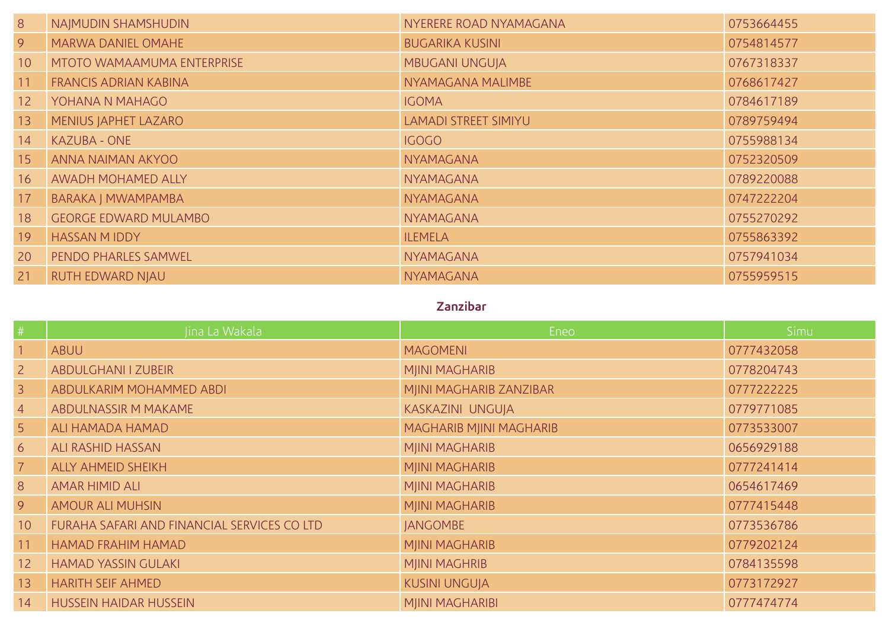| # | Jina La Wakala | Eneo | Simu |
|---|---|---|---|
| 8 | NAJMUDIN SHAMSHUDIN | NYERERE ROAD NYAMAGANA | 0753664455 |
| 9 | MARWA DANIEL OMAHE | BUGARIKA KUSINI | 0754814577 |
| 10 | MTOTO WAMAAMUMA ENTERPRISE | MBUGANI UNGUJA | 0767318337 |
| 11 | FRANCIS ADRIAN KABINA | NYAMAGANA MALIMBE | 0768617427 |
| 12 | YOHANA N MAHAGO | IGOMA | 0784617189 |
| 13 | MENIUS JAPHET LAZARO | LAMADI STREET SIMIYU | 0789759494 |
| 14 | KAZUBA - ONE | IGOGO | 0755988134 |
| 15 | ANNA NAIMAN AKYOO | NYAMAGANA | 0752320509 |
| 16 | AWADH MOHAMED ALLY | NYAMAGANA | 0789220088 |
| 17 | BARAKA J MWAMPAMBA | NYAMAGANA | 0747222204 |
| 18 | GEORGE EDWARD MULAMBO | NYAMAGANA | 0755270292 |
| 19 | HASSAN M IDDY | ILEMELA | 0755863392 |
| 20 | PENDO PHARLES SAMWEL | NYAMAGANA | 0757941034 |
| 21 | RUTH EDWARD NJAU | NYAMAGANA | 0755959515 |

**Zanzibar**

| # | Jina La Wakala | Eneo | Simu |
|---|---|---|---|
| 1 | ABUU | MAGOMENI | 0777432058 |
| 2 | ABDULGHANI I ZUBEIR | MJINI MAGHARIB | 0778204743 |
| 3 | ABDULKARIM MOHAMMED ABDI | MJINI MAGHARIB ZANZIBAR | 0777222225 |
| 4 | ABDULNASSIR M MAKAME | KASKAZINI UNGUJA | 0779771085 |
| 5 | ALI HAMADA HAMAD | MAGHARIB MJINI MAGHARIB | 0773533007 |
| 6 | ALI RASHID HASSAN | MJINI MAGHARIB | 0656929188 |
| 7 | ALLY AHMEID SHEIKH | MJINI MAGHARIB | 0777241414 |
| 8 | AMAR HIMID ALI | MJINI MAGHARIB | 0654617469 |
| 9 | AMOUR ALI MUHSIN | MJINI MAGHARIB | 0777415448 |
| 10 | FURAHA SAFARI AND FINANCIAL SERVICES CO LTD | JANGOMBE | 0773536786 |
| 11 | HAMAD FRAHIM HAMAD | MJINI MAGHARIB | 0779202124 |
| 12 | HAMAD YASSIN GULAKI | MJINI MAGHRIB | 0784135598 |
| 13 | HARITH SEIF AHMED | KUSINI UNGUJA | 0773172927 |
| 14 | HUSSEIN HAIDAR HUSSEIN | MJINI MAGHARIBI | 0777474774 |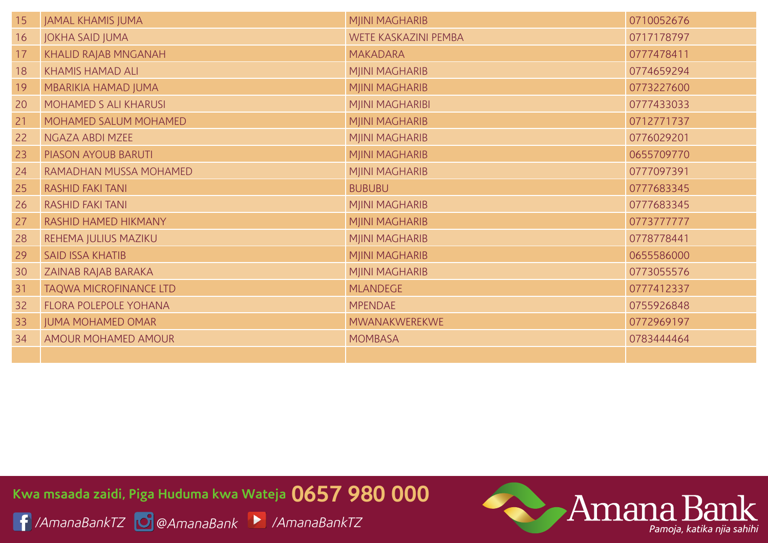| | | | |
|---|---|---|---|
| 15 | JAMAL KHAMIS JUMA | MJINI MAGHARIB | 0710052676 |
| 16 | JOKHA SAID JUMA | WETE KASKAZINI PEMBA | 0717178797 |
| 17 | KHALID RAJAB MNGANAH | MAKADARA | 0777478411 |
| 18 | KHAMIS HAMAD ALI | MJINI MAGHARIB | 0774659294 |
| 19 | MBARIKIA HAMAD JUMA | MJINI MAGHARIB | 0773227600 |
| 20 | MOHAMED S ALI KHARUSI | MJINI MAGHARIBI | 0777433033 |
| 21 | MOHAMED SALUM MOHAMED | MJINI MAGHARIB | 0712771737 |
| 22 | NGAZA ABDI MZEE | MJINI MAGHARIB | 0776029201 |
| 23 | PIASON AYOUB BARUTI | MJINI MAGHARIB | 0655709770 |
| 24 | RAMADHAN MUSSA MOHAMED | MJINI MAGHARIB | 0777097391 |
| 25 | RASHID FAKI TANI | BUBUBU | 0777683345 |
| 26 | RASHID FAKI TANI | MJINI MAGHARIB | 0777683345 |
| 27 | RASHID HAMED HIKMANY | MJINI MAGHARIB | 0773777777 |
| 28 | REHEMA JULIUS MAZIKU | MJINI MAGHARIB | 0778778441 |
| 29 | SAID ISSA KHATIB | MJINI MAGHARIB | 0655586000 |
| 30 | ZAINAB RAJAB BARAKA | MJINI MAGHARIB | 0773055576 |
| 31 | TAQWA MICROFINANCE LTD | MLANDEGE | 0777412337 |
| 32 | FLORA POLEPOLE YOHANA | MPENDAE | 0755926848 |
| 33 | JUMA MOHAMED OMAR | MWANAKWEREKWE | 0772969197 |
| 34 | AMOUR MOHAMED AMOUR | MOMBASA | 0783444464 |
| | | | |

**Kwa msaada zaidi, Piga Huduma kwa Wateja 0657 980 000**

/AmanaBankTZ @AmanaBank /AmanaBankTZ

Amana Bank

*Pamoja, katika njia sahihi*